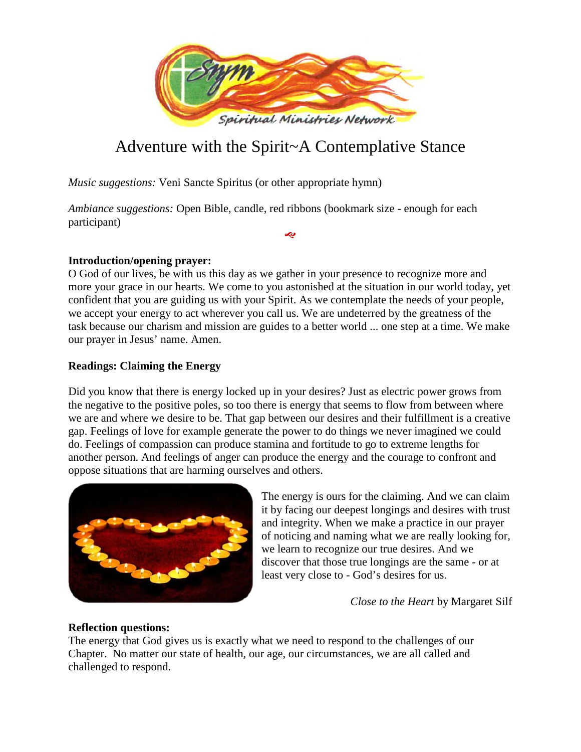# Adventure with the Spirit~A Contemplative Stance

*Music suggestions:* Veni Sancte Spiritus (or other appropriate hymn)

*Ambiance suggestions:* Open Bible, candle, red ribbons (bookmark size - enough for each participant)

**Introduction/opening prayer:**

O God of our lives, be with us this day as we gather in your presence to recognize more and more your grace in our hearts. We come to you astonished at the situation in our world today, yet confident that you are guiding us with your Spirit. As we contemplate the needs of your people, we accept your energy to act wherever you call us. We are undeterred by the greatness of the task because our charism and mission are guides to a better world ... one step at a time. We make our prayer in Jesus' name. Amen.

**Readings: Claiming the Energy**

Did you know that there is energy locked up in your desires? Just as electric power grows from the negative to the positive poles, so too there is energy that seems to flow from between where we are and where we desire to be. That gap between our desires and their fulfillment is a creative gap. Feelings of love for example generate the power to do things we never imagined we could do. Feelings of compassion can produce stamina and fortitude to go to extreme lengths for another person. And feelings of anger can produce the energy and the courage to confront and oppose situations that are harming ourselves and others.

The energy is ours for the claiming. And we can claim it by facing our deepest longings and desires with trust and integrity. When we make a practice in our prayer of noticing and naming what we are really looking for, we learn to recognize our true desires. And we discover that those true longings are the same - or at least very close to - God's desires for us.

*Close to the Heart* by Margaret Silf

**Reflection questions:**

The energy that God gives us is exactly what we need to respond to the challenges of our Chapter. No matter our state of health, our age, our circumstances, we are all called and challenged to respond.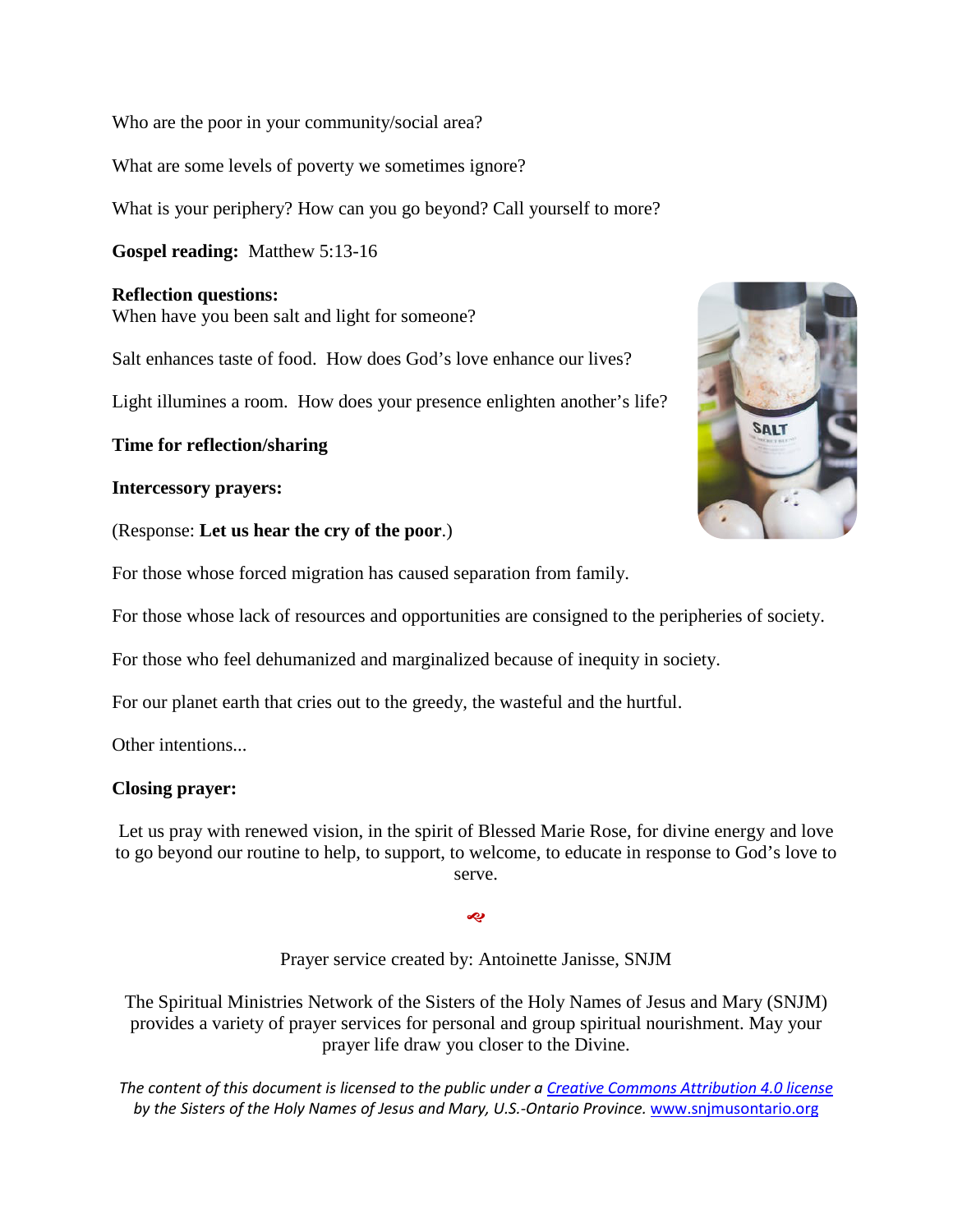Who are the poor in your community/social area?

What are some levels of poverty we sometimes ignore?

What is your periphery? How can you go beyond? Call yourself to more?

**Gospel reading:** Matthew 5:13-16

**Reflection questions:**
When have you been salt and light for someone?

Salt enhances taste of food. How does God's love enhance our lives?

Light illumines a room. How does your presence enlighten another's life?

**Time for reflection/sharing**

**Intercessory prayers:**

(Response: **Let us hear the cry of the poor**.)

For those whose forced migration has caused separation from family.

For those whose lack of resources and opportunities are consigned to the peripheries of society.

For those who feel dehumanized and marginalized because of inequity in society.

For our planet earth that cries out to the greedy, the wasteful and the hurtful.

Other intentions...

**Closing prayer:**

Let us pray with renewed vision, in the spirit of Blessed Marie Rose, for divine energy and love to go beyond our routine to help, to support, to welcome, to educate in response to God's love to serve.

Prayer service created by: Antoinette Janisse, SNJM

The Spiritual Ministries Network of the Sisters of the Holy Names of Jesus and Mary (SNJM) provides a variety of prayer services for personal and group spiritual nourishment. May your prayer life draw you closer to the Divine.

*The content of this document is licensed to the public under a [Creative Commons Attribution 4.0 license](https://creativecommons.org/licenses/by/4.0/) by the Sisters of the Holy Names of Jesus and Mary, U.S.-Ontario Province.* [www.snjmusontario.org](http://www.snjmusontario.org)